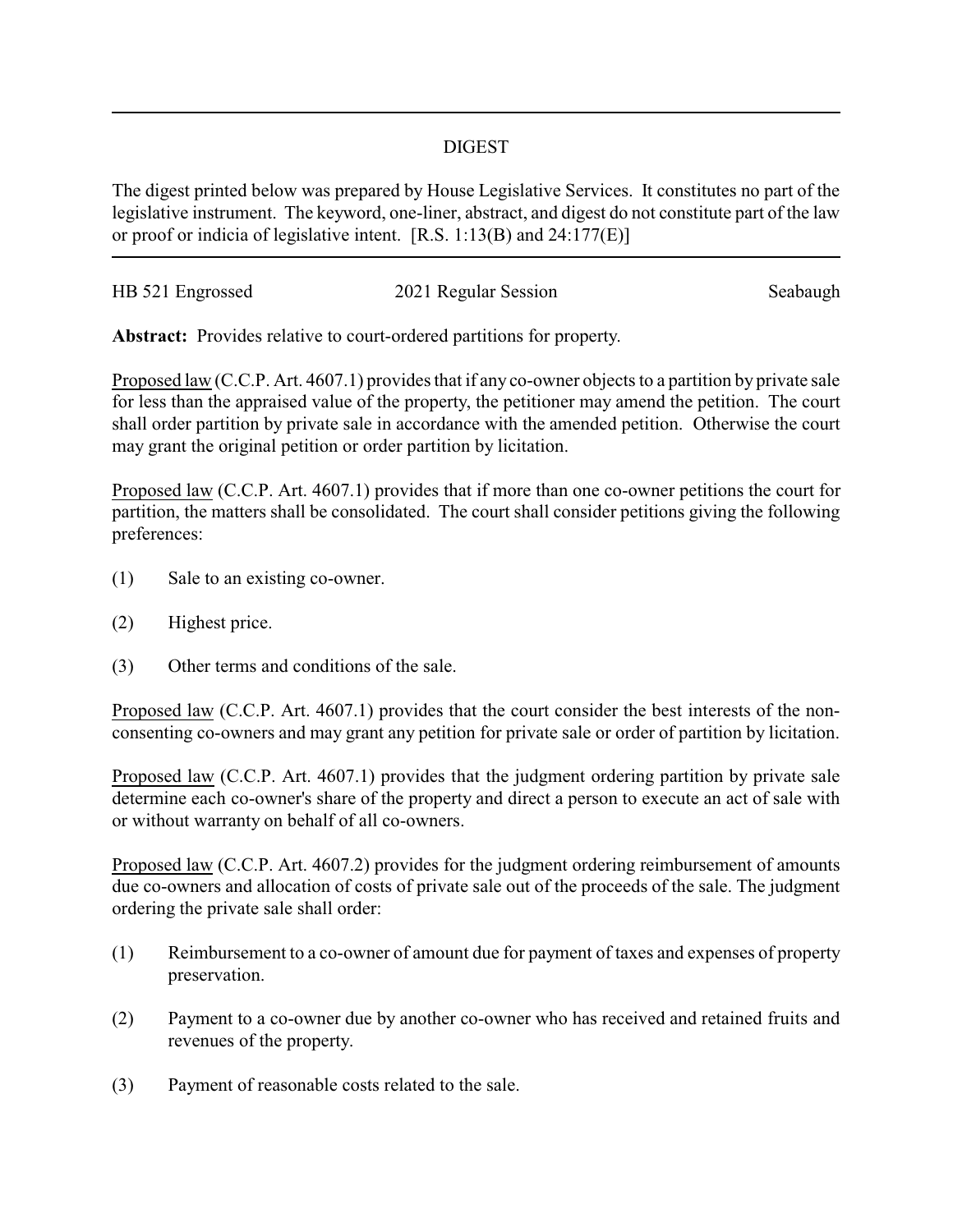## DIGEST

The digest printed below was prepared by House Legislative Services. It constitutes no part of the legislative instrument. The keyword, one-liner, abstract, and digest do not constitute part of the law or proof or indicia of legislative intent. [R.S. 1:13(B) and 24:177(E)]

HB 521 Engrossed — 2021 Regular Session — Seabaugh

**Abstract:** Provides relative to court-ordered partitions for property.

Proposed law (C.C.P. Art. 4607.1) provides that if any co-owner objects to a partition by private sale for less than the appraised value of the property, the petitioner may amend the petition. The court shall order partition by private sale in accordance with the amended petition. Otherwise the court may grant the original petition or order partition by licitation.

Proposed law (C.C.P. Art. 4607.1) provides that if more than one co-owner petitions the court for partition, the matters shall be consolidated. The court shall consider petitions giving the following preferences:

(1) Sale to an existing co-owner.

(2) Highest price.

(3) Other terms and conditions of the sale.

Proposed law (C.C.P. Art. 4607.1) provides that the court consider the best interests of the non-consenting co-owners and may grant any petition for private sale or order of partition by licitation.

Proposed law (C.C.P. Art. 4607.1) provides that the judgment ordering partition by private sale determine each co-owner's share of the property and direct a person to execute an act of sale with or without warranty on behalf of all co-owners.

Proposed law (C.C.P. Art. 4607.2) provides for the judgment ordering reimbursement of amounts due co-owners and allocation of costs of private sale out of the proceeds of the sale. The judgment ordering the private sale shall order:

(1) Reimbursement to a co-owner of amount due for payment of taxes and expenses of property preservation.

(2) Payment to a co-owner due by another co-owner who has received and retained fruits and revenues of the property.

(3) Payment of reasonable costs related to the sale.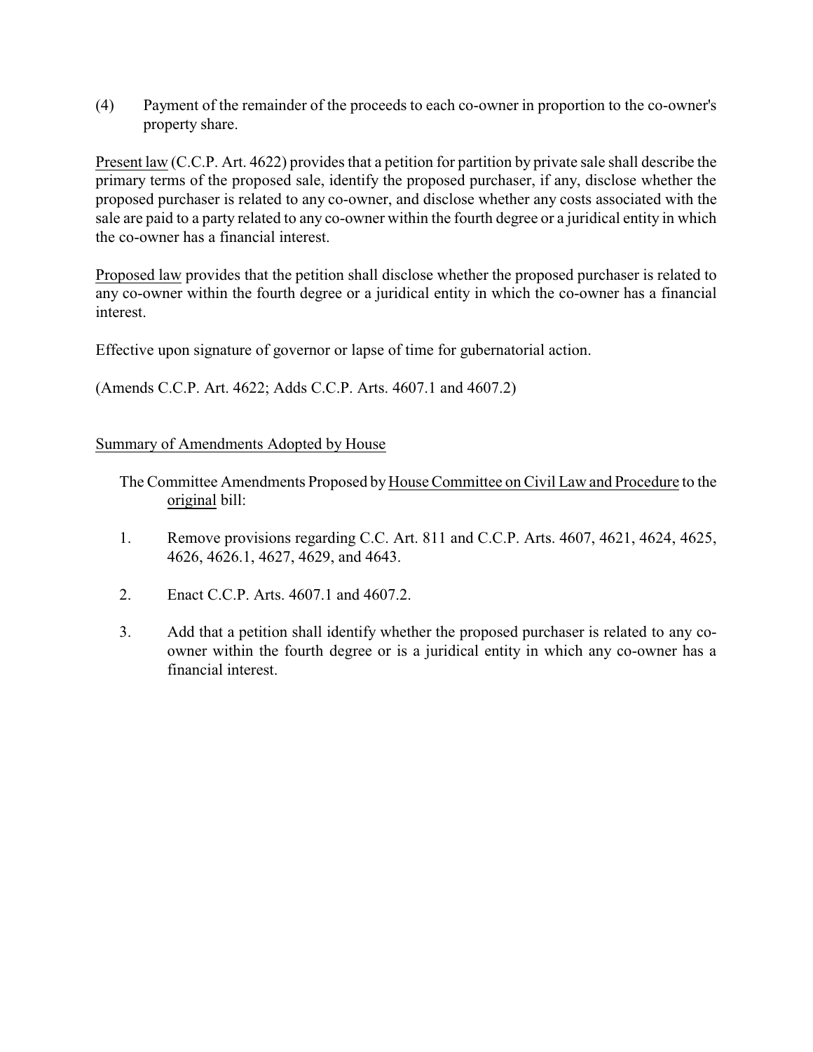(4) Payment of the remainder of the proceeds to each co-owner in proportion to the co-owner's property share.

Present law (C.C.P. Art. 4622) provides that a petition for partition by private sale shall describe the primary terms of the proposed sale, identify the proposed purchaser, if any, disclose whether the proposed purchaser is related to any co-owner, and disclose whether any costs associated with the sale are paid to a party related to any co-owner within the fourth degree or a juridical entity in which the co-owner has a financial interest.

Proposed law provides that the petition shall disclose whether the proposed purchaser is related to any co-owner within the fourth degree or a juridical entity in which the co-owner has a financial interest.

Effective upon signature of governor or lapse of time for gubernatorial action.

(Amends C.C.P. Art. 4622; Adds C.C.P. Arts. 4607.1 and 4607.2)

Summary of Amendments Adopted by House

The Committee Amendments Proposed by House Committee on Civil Law and Procedure to the original bill:

1. Remove provisions regarding C.C. Art. 811 and C.C.P. Arts. 4607, 4621, 4624, 4625, 4626, 4626.1, 4627, 4629, and 4643.

2. Enact C.C.P. Arts. 4607.1 and 4607.2.

3. Add that a petition shall identify whether the proposed purchaser is related to any co-owner within the fourth degree or is a juridical entity in which any co-owner has a financial interest.